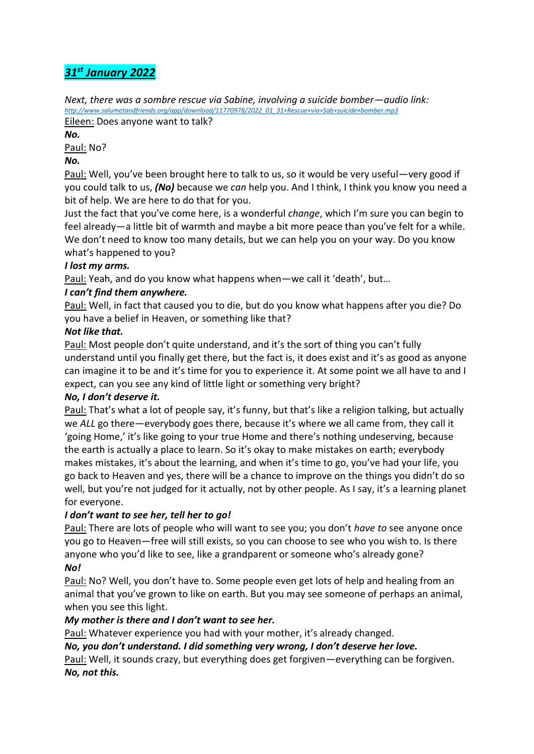***31st January 2022***

*Next, there was a sombre rescue via Sabine, involving a suicide bomber—audio link:*
*http://www.salumetandfriends.org/app/download/11770978/2022_01_31+Rescue+via+Sab+suicide+bomber.mp3*

Eileen: Does anyone want to talk?

***No.***

Paul: No?

***No.***

Paul: Well, you've been brought here to talk to us, so it would be very useful—very good if you could talk to us, ***(No)*** because we *can* help you. And I think, I think you know you need a bit of help. We are here to do that for you.

Just the fact that you've come here, is a wonderful *change*, which I'm sure you can begin to feel already—a little bit of warmth and maybe a bit more peace than you've felt for a while. We don't need to know too many details, but we can help you on your way. Do you know what's happened to you?

***I lost my arms.***

Paul: Yeah, and do you know what happens when—we call it 'death', but…

***I can't find them anywhere.***

Paul: Well, in fact that caused you to die, but do you know what happens after you die? Do you have a belief in Heaven, or something like that?

***Not like that.***

Paul: Most people don't quite understand, and it's the sort of thing you can't fully understand until you finally get there, but the fact is, it does exist and it's as good as anyone can imagine it to be and it's time for you to experience it. At some point we all have to and I expect, can you see any kind of little light or something very bright?

***No, I don't deserve it.***

Paul: That's what a lot of people say, it's funny, but that's like a religion talking, but actually we *ALL* go there—everybody goes there, because it's where we all came from, they call it 'going Home,' it's like going to your true Home and there's nothing undeserving, because the earth is actually a place to learn. So it's okay to make mistakes on earth; everybody makes mistakes, it's about the learning, and when it's time to go, you've had your life, you go back to Heaven and yes, there will be a chance to improve on the things you didn't do so well, but you're not judged for it actually, not by other people. As I say, it's a learning planet for everyone.

***I don't want to see her, tell her to go!***

Paul: There are lots of people who will want to see you; you don't *have to* see anyone once you go to Heaven—free will still exists, so you can choose to see who you wish to. Is there anyone who you'd like to see, like a grandparent or someone who's already gone?

***No!***

Paul: No? Well, you don't have to. Some people even get lots of help and healing from an animal that you've grown to like on earth. But you may see someone of perhaps an animal, when you see this light.

***My mother is there and I don't want to see her.***

Paul: Whatever experience you had with your mother, it's already changed.

***No, you don't understand. I did something very wrong, I don't deserve her love.***

Paul: Well, it sounds crazy, but everything does get forgiven—everything can be forgiven.

***No, not this.***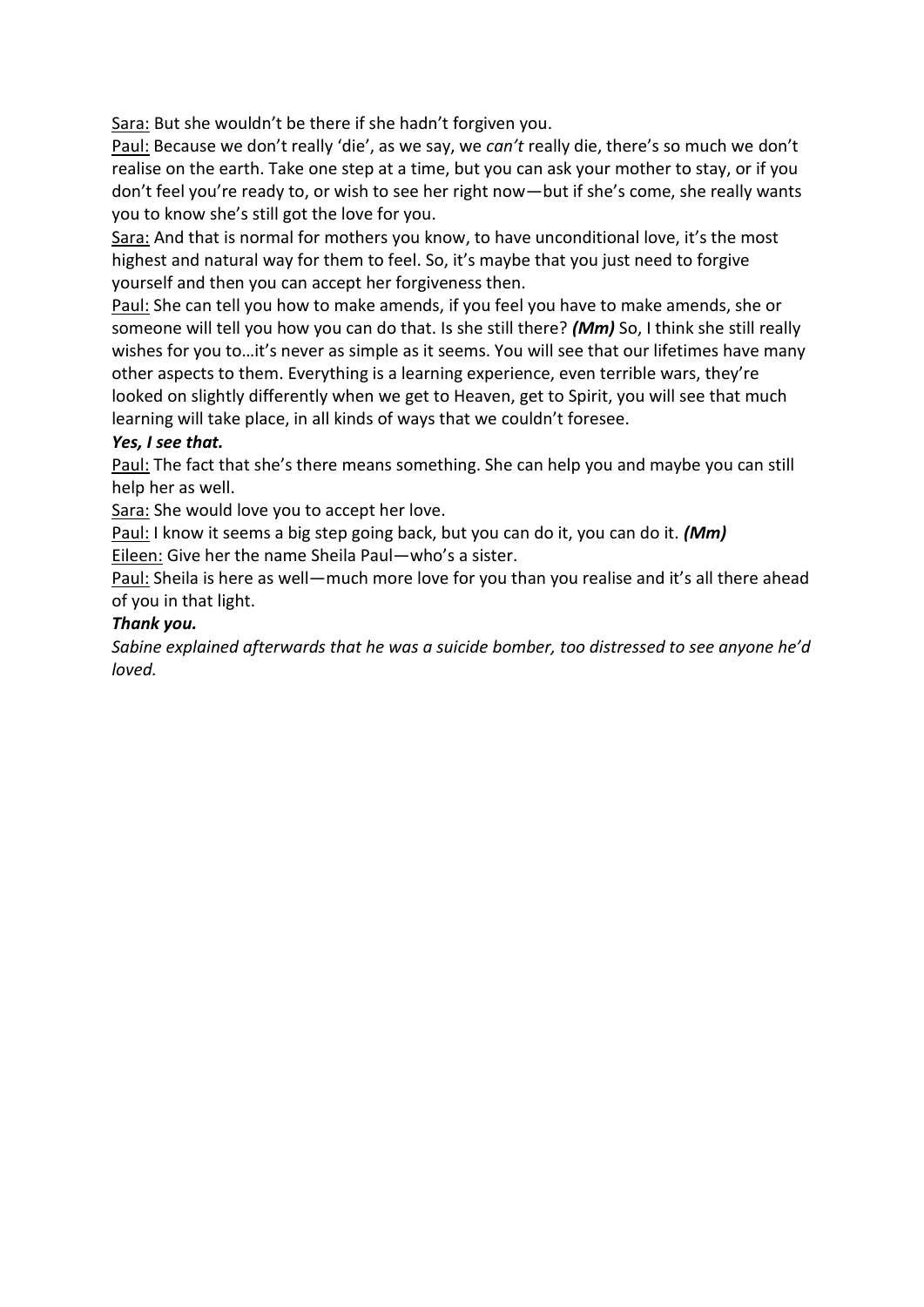Sara: But she wouldn't be there if she hadn't forgiven you.

Paul: Because we don't really 'die', as we say, we *can't* really die, there's so much we don't realise on the earth. Take one step at a time, but you can ask your mother to stay, or if you don't feel you're ready to, or wish to see her right now—but if she's come, she really wants you to know she's still got the love for you.

Sara: And that is normal for mothers you know, to have unconditional love, it's the most highest and natural way for them to feel. So, it's maybe that you just need to forgive yourself and then you can accept her forgiveness then.

Paul: She can tell you how to make amends, if you feel you have to make amends, she or someone will tell you how you can do that. Is she still there? ***(Mm)*** So, I think she still really wishes for you to…it's never as simple as it seems. You will see that our lifetimes have many other aspects to them. Everything is a learning experience, even terrible wars, they're looked on slightly differently when we get to Heaven, get to Spirit, you will see that much learning will take place, in all kinds of ways that we couldn't foresee.

***Yes, I see that.***

Paul: The fact that she's there means something. She can help you and maybe you can still help her as well.

Sara: She would love you to accept her love.

Paul: I know it seems a big step going back, but you can do it, you can do it. ***(Mm)***

Eileen: Give her the name Sheila Paul—who's a sister.

Paul: Sheila is here as well—much more love for you than you realise and it's all there ahead of you in that light.

***Thank you.***

*Sabine explained afterwards that he was a suicide bomber, too distressed to see anyone he'd loved.*